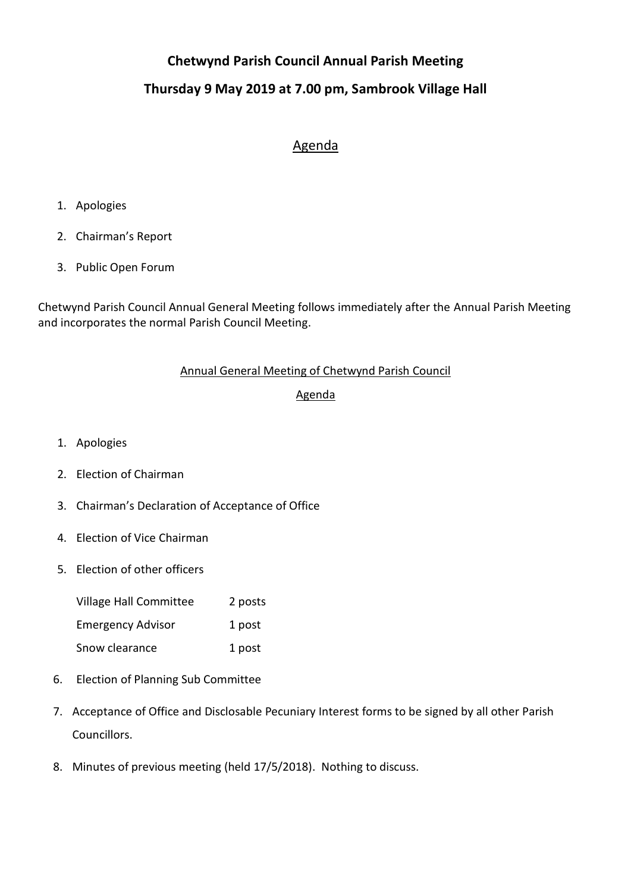# Chetwynd Parish Council Annual Parish Meeting

## Thursday 9 May 2019 at 7.00 pm, Sambrook Village Hall

## Agenda

1. Apologies
2. Chairman's Report
3. Public Open Forum

Chetwynd Parish Council Annual General Meeting follows immediately after the Annual Parish Meeting and incorporates the normal Parish Council Meeting.

### Annual General Meeting of Chetwynd Parish Council

### Agenda

1. Apologies
2. Election of Chairman
3. Chairman's Declaration of Acceptance of Office
4. Election of Vice Chairman
5. Election of other officers

   | | |
   |---|---|
   | Village Hall Committee | 2 posts |
   | Emergency Advisor | 1 post |
   | Snow clearance | 1 post |

6. Election of Planning Sub Committee
7. Acceptance of Office and Disclosable Pecuniary Interest forms to be signed by all other Parish Councillors.
8. Minutes of previous meeting (held 17/5/2018). Nothing to discuss.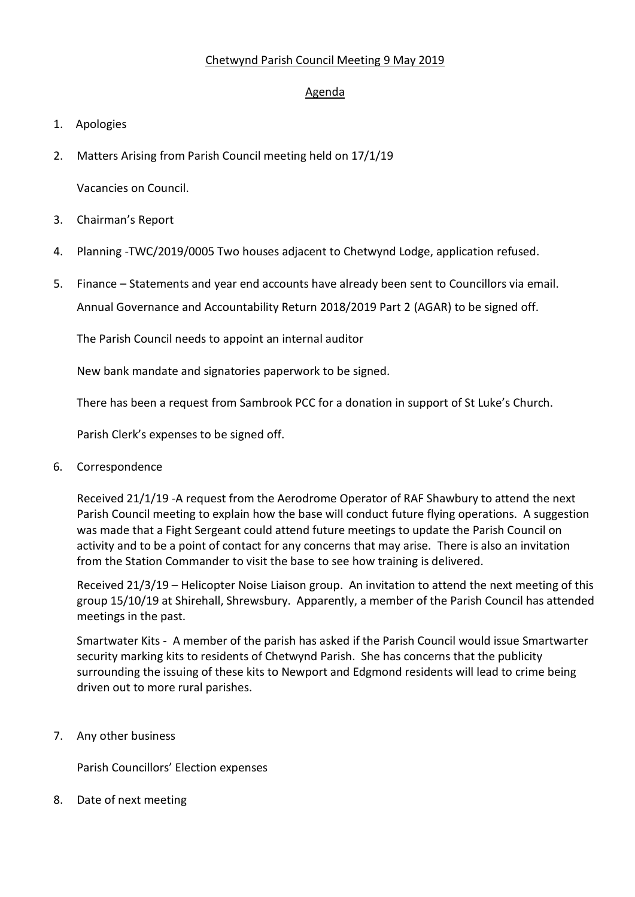Chetwynd Parish Council Meeting 9 May 2019

Agenda

1. Apologies
2. Matters Arising from Parish Council meeting held on 17/1/19

   Vacancies on Council.

3. Chairman's Report
4. Planning -TWC/2019/0005 Two houses adjacent to Chetwynd Lodge, application refused.
5. Finance – Statements and year end accounts have already been sent to Councillors via email.

   Annual Governance and Accountability Return 2018/2019 Part 2 (AGAR) to be signed off.

   The Parish Council needs to appoint an internal auditor

   New bank mandate and signatories paperwork to be signed.

   There has been a request from Sambrook PCC for a donation in support of St Luke's Church.

   Parish Clerk's expenses to be signed off.

6. Correspondence

   Received 21/1/19 -A request from the Aerodrome Operator of RAF Shawbury to attend the next Parish Council meeting to explain how the base will conduct future flying operations. A suggestion was made that a Fight Sergeant could attend future meetings to update the Parish Council on activity and to be a point of contact for any concerns that may arise. There is also an invitation from the Station Commander to visit the base to see how training is delivered.

   Received 21/3/19 – Helicopter Noise Liaison group. An invitation to attend the next meeting of this group 15/10/19 at Shirehall, Shrewsbury. Apparently, a member of the Parish Council has attended meetings in the past.

   Smartwater Kits - A member of the parish has asked if the Parish Council would issue Smartwarter security marking kits to residents of Chetwynd Parish. She has concerns that the publicity surrounding the issuing of these kits to Newport and Edgmond residents will lead to crime being driven out to more rural parishes.

7. Any other business

   Parish Councillors' Election expenses

8. Date of next meeting